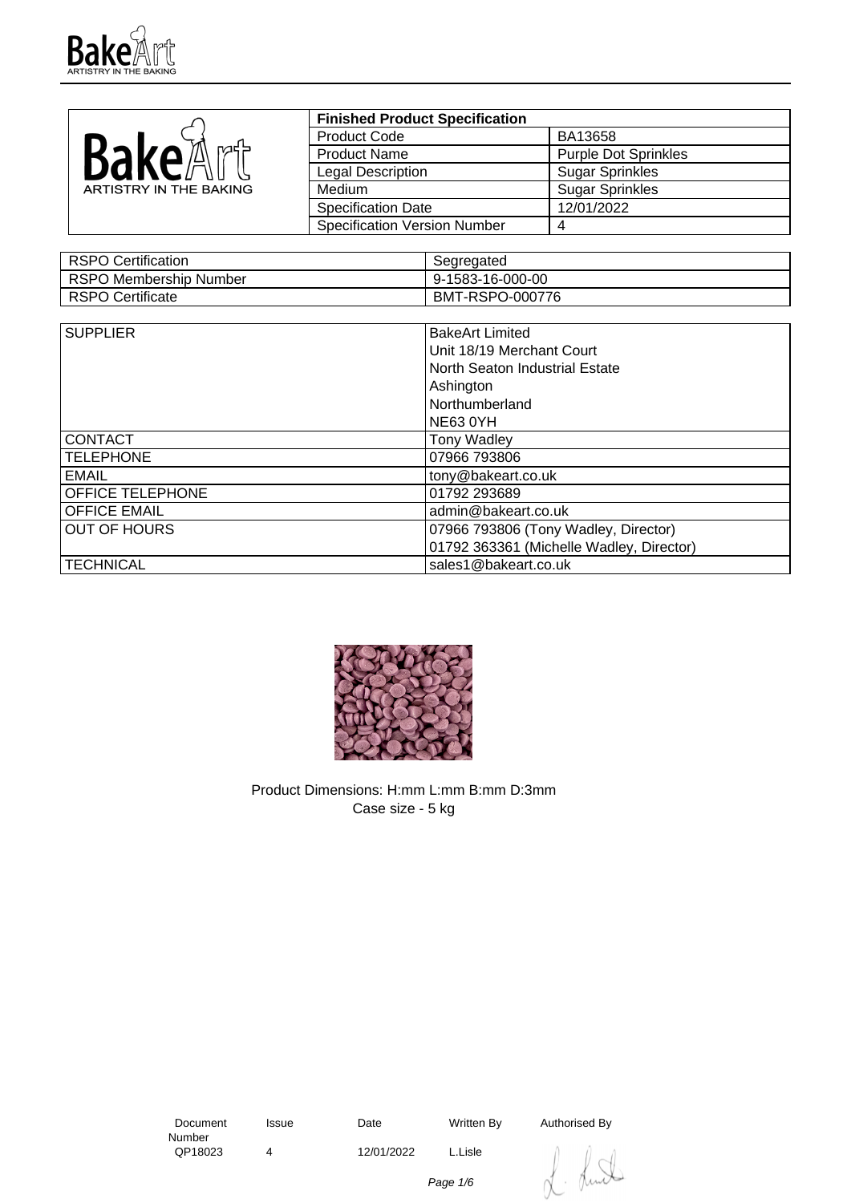| Finished Product Specification | |
|---|---|
| Product Code | BA13658 |
| Product Name | Purple Dot Sprinkles |
| Legal Description | Sugar Sprinkles |
| Medium | Sugar Sprinkles |
| Specification Date | 12/01/2022 |
| Specification Version Number | 4 |

| RSPO Certification | Segregated |
|---|---|
| RSPO Membership Number | 9-1583-16-000-00 |
| RSPO Certificate | BMT-RSPO-000776 |

| SUPPLIER | BakeArt Limited<br>Unit 18/19 Merchant Court<br>North Seaton Industrial Estate<br>Ashington<br>Northumberland<br>NE63 0YH |
|---|---|
| CONTACT | Tony Wadley |
| TELEPHONE | 07966 793806 |
| EMAIL | tony@bakeart.co.uk |
| OFFICE TELEPHONE | 01792 293689 |
| OFFICE EMAIL | admin@bakeart.co.uk |
| OUT OF HOURS | 07966 793806 (Tony Wadley, Director)<br>01792 363361 (Michelle Wadley, Director) |
| TECHNICAL | sales1@bakeart.co.uk |

Product Dimensions: H:mm L:mm B:mm D:3mm
Case size - 5 kg

| Document Number | Issue | Date | Written By | Authorised By |
|---|---|---|---|---|
| QP18023 | 4 | 12/01/2022 | L.Lisle | |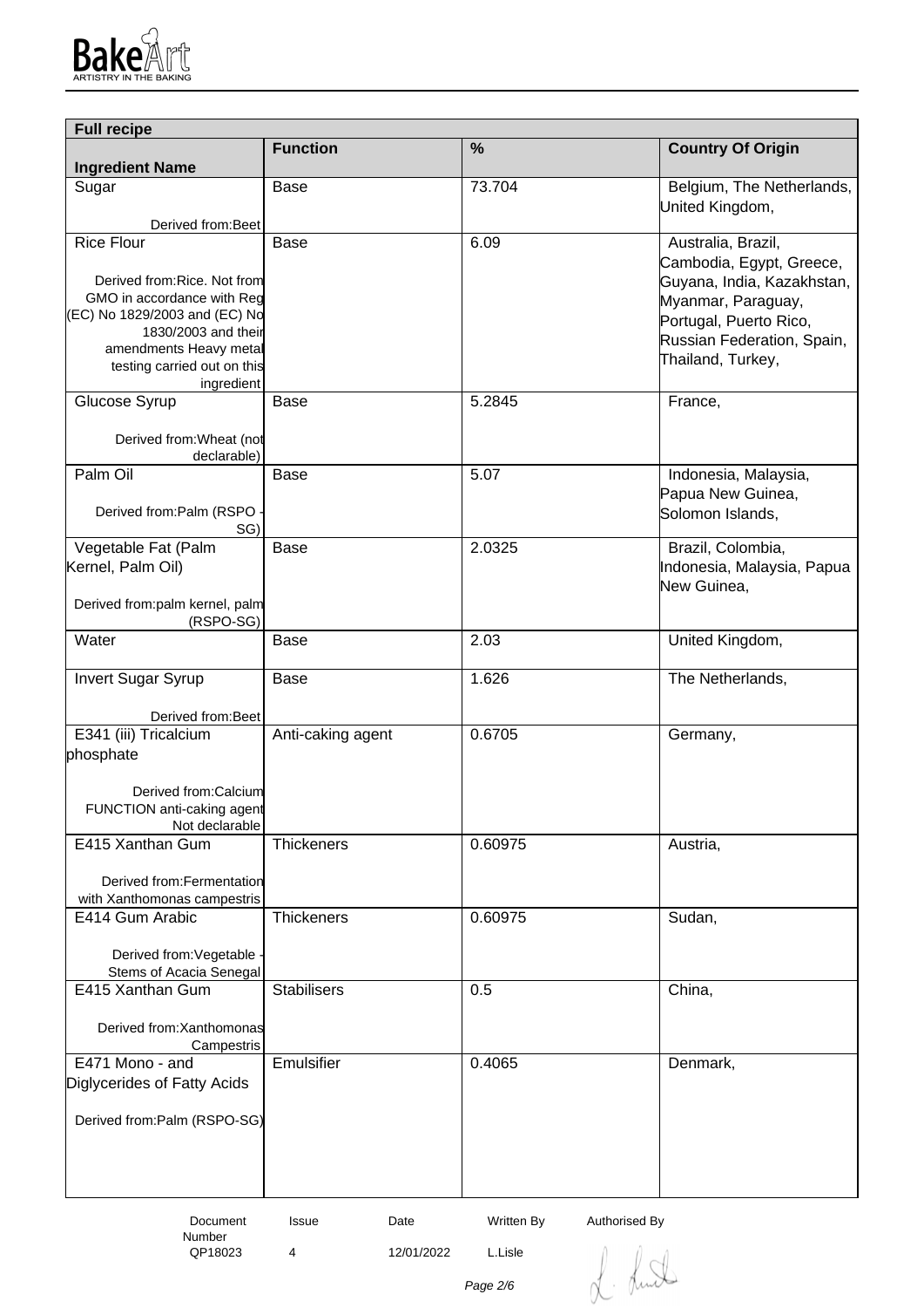| Full recipe | | | |
|---|---|---|---|
| **Ingredient Name** | **Function** | **%** | **Country Of Origin** |
| Sugar<br><br>Derived from:Beet | Base | 73.704 | Belgium, The Netherlands, United Kingdom, |
| Rice Flour<br><br>Derived from:Rice. Not from GMO in accordance with Reg (EC) No 1829/2003 and (EC) No 1830/2003 and their amendments Heavy metal testing carried out on this ingredient | Base | 6.09 | Australia, Brazil, Cambodia, Egypt, Greece, Guyana, India, Kazakhstan, Myanmar, Paraguay, Portugal, Puerto Rico, Russian Federation, Spain, Thailand, Turkey, |
| Glucose Syrup<br><br>Derived from:Wheat (not declarable) | Base | 5.2845 | France, |
| Palm Oil<br><br>Derived from:Palm (RSPO - SG) | Base | 5.07 | Indonesia, Malaysia, Papua New Guinea, Solomon Islands, |
| Vegetable Fat (Palm Kernel, Palm Oil)<br><br>Derived from:palm kernel, palm (RSPO-SG) | Base | 2.0325 | Brazil, Colombia, Indonesia, Malaysia, Papua New Guinea, |
| Water | Base | 2.03 | United Kingdom, |
| Invert Sugar Syrup<br><br>Derived from:Beet | Base | 1.626 | The Netherlands, |
| E341 (iii) Tricalcium phosphate<br><br>Derived from:Calcium FUNCTION anti-caking agent Not declarable | Anti-caking agent | 0.6705 | Germany, |
| E415 Xanthan Gum<br><br>Derived from:Fermentation with Xanthomonas campestris | Thickeners | 0.60975 | Austria, |
| E414 Gum Arabic<br><br>Derived from:Vegetable - Stems of Acacia Senegal | Thickeners | 0.60975 | Sudan, |
| E415 Xanthan Gum<br><br>Derived from:Xanthomonas Campestris | Stabilisers | 0.5 | China, |
| E471 Mono - and Diglycerides of Fatty Acids<br><br>Derived from:Palm (RSPO-SG) | Emulsifier | 0.4065 | Denmark, |

| Document Number | Issue | Date | Written By | Authorised By |
|---|---|---|---|---|
| QP18023 | 4 | 12/01/2022 | L.Lisle | |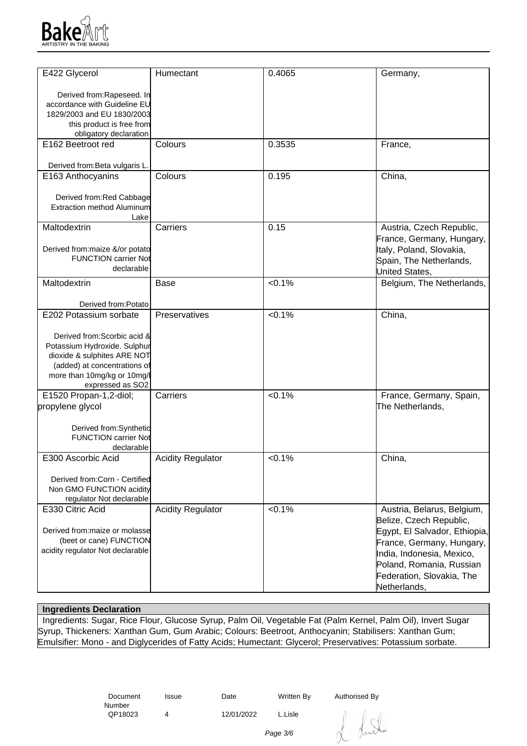| | | | |
|---|---|---|---|
| E422 Glycerol<br><br>Derived from:Rapeseed. In accordance with Guideline EU 1829/2003 and EU 1830/2003 this product is free from obligatory declaration | Humectant | 0.4065 | Germany, |
| E162 Beetroot red<br><br>Derived from:Beta vulgaris L. | Colours | 0.3535 | France, |
| E163 Anthocyanins<br><br>Derived from:Red Cabbage Extraction method Aluminum Lake | Colours | 0.195 | China, |
| Maltodextrin<br><br>Derived from:maize &/or potato FUNCTION carrier Not declarable | Carriers | 0.15 | Austria, Czech Republic, France, Germany, Hungary, Italy, Poland, Slovakia, Spain, The Netherlands, United States, |
| Maltodextrin<br><br>Derived from:Potato | Base | <0.1% | Belgium, The Netherlands, |
| E202 Potassium sorbate<br><br>Derived from:Scorbic acid & Potassium Hydroxide. Sulphur dioxide & sulphites ARE NOT (added) at concentrations of more than 10mg/kg or 10mg/l expressed as SO2 | Preservatives | <0.1% | China, |
| E1520 Propan-1,2-diol; propylene glycol<br><br>Derived from:Synthetic FUNCTION carrier Not declarable | Carriers | <0.1% | France, Germany, Spain, The Netherlands, |
| E300 Ascorbic Acid<br><br>Derived from:Corn - Certified Non GMO FUNCTION acidity regulator Not declarable | Acidity Regulator | <0.1% | China, |
| E330 Citric Acid<br><br>Derived from:maize or molasse (beet or cane) FUNCTION acidity regulator Not declarable | Acidity Regulator | <0.1% | Austria, Belarus, Belgium, Belize, Czech Republic, Egypt, El Salvador, Ethiopia, France, Germany, Hungary, India, Indonesia, Mexico, Poland, Romania, Russian Federation, Slovakia, The Netherlands, |

**Ingredients Declaration**

Ingredients: Sugar, Rice Flour, Glucose Syrup, Palm Oil, Vegetable Fat (Palm Kernel, Palm Oil), Invert Sugar Syrup, Thickeners: Xanthan Gum, Gum Arabic; Colours: Beetroot, Anthocyanin; Stabilisers: Xanthan Gum; Emulsifier: Mono - and Diglycerides of Fatty Acids; Humectant: Glycerol; Preservatives: Potassium sorbate.

| Document Number | Issue | Date | Written By | Authorised By |
|---|---|---|---|---|
| QP18023 | 4 | 12/01/2022 | L.Lisle | |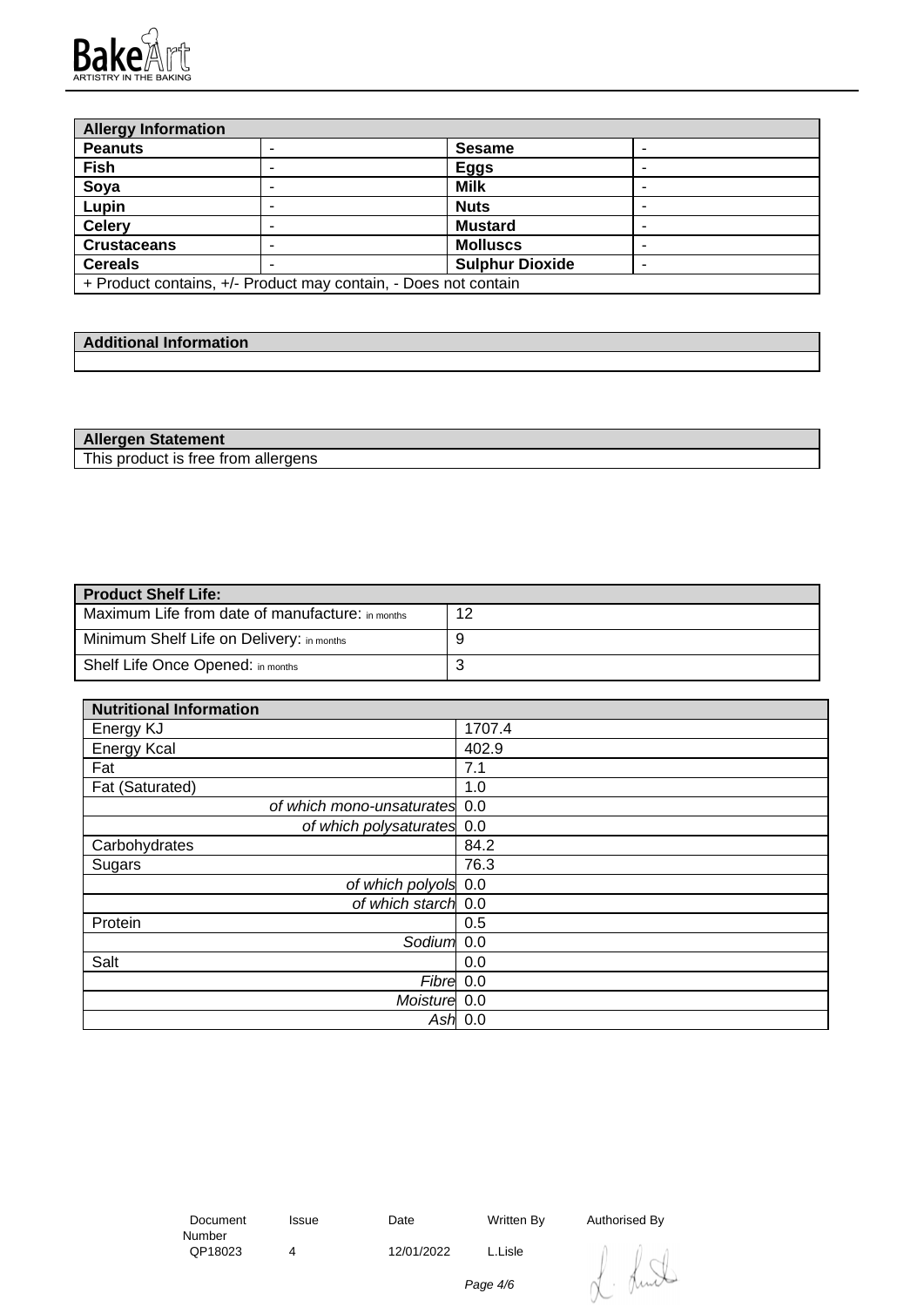| Allergy Information | | | |
|---|---|---|---|
| **Peanuts** | - | **Sesame** | - |
| **Fish** | - | **Eggs** | - |
| **Soya** | - | **Milk** | - |
| **Lupin** | - | **Nuts** | - |
| **Celery** | - | **Mustard** | - |
| **Crustaceans** | - | **Molluscs** | - |
| **Cereals** | - | **Sulphur Dioxide** | - |
| + Product contains, +/- Product may contain, - Does not contain | | | |

| Additional Information |
|---|
| |

| Allergen Statement |
|---|
| This product is free from allergens |

| Product Shelf Life: | |
|---|---|
| Maximum Life from date of manufacture: in months | 12 |
| Minimum Shelf Life on Delivery: in months | 9 |
| Shelf Life Once Opened: in months | 3 |

| Nutritional Information | |
|---|---|
| Energy KJ | 1707.4 |
| Energy Kcal | 402.9 |
| Fat | 7.1 |
| Fat (Saturated) | 1.0 |
| *of which mono-unsaturates* | 0.0 |
| *of which polysaturates* | 0.0 |
| Carbohydrates | 84.2 |
| Sugars | 76.3 |
| *of which polyols* | 0.0 |
| *of which starch* | 0.0 |
| Protein | 0.5 |
| *Sodium* | 0.0 |
| Salt | 0.0 |
| *Fibre* | 0.0 |
| *Moisture* | 0.0 |
| *Ash* | 0.0 |

| Document Number | Issue | Date | Written By | Authorised By |
|---|---|---|---|---|
| QP18023 | 4 | 12/01/2022 | L.Lisle | |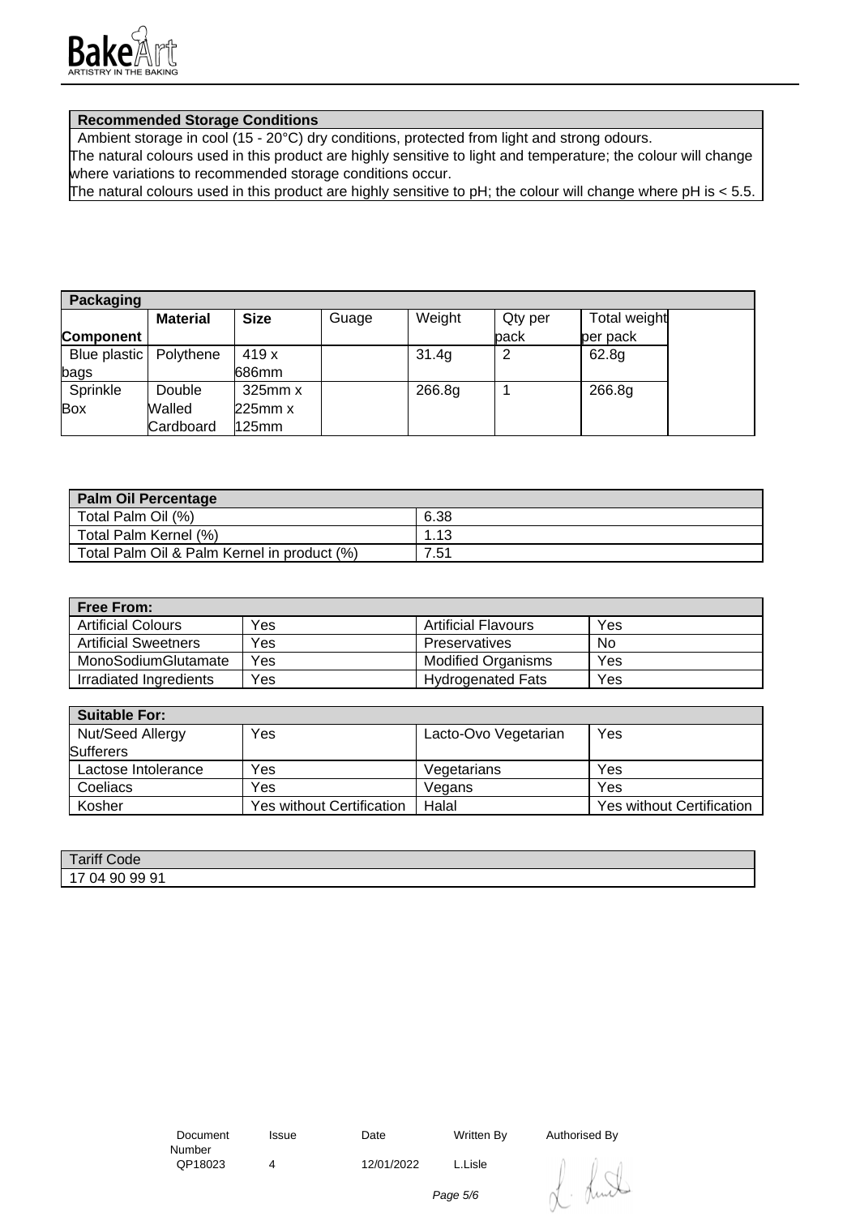## Recommended Storage Conditions

Ambient storage in cool (15 - 20°C) dry conditions, protected from light and strong odours.
The natural colours used in this product are highly sensitive to light and temperature; the colour will change where variations to recommended storage conditions occur.
The natural colours used in this product are highly sensitive to pH; the colour will change where pH is < 5.5.

## Packaging

| Component | Material | Size | Guage | Weight | Qty per pack | Total weight per pack | |
|---|---|---|---|---|---|---|---|
| Blue plastic bags | Polythene | 419 x 686mm | | 31.4g | 2 | 62.8g | |
| Sprinkle Box | Double Walled Cardboard | 325mm x 225mm x 125mm | | 266.8g | 1 | 266.8g | |

## Palm Oil Percentage

| | |
|---|---|
| Total Palm Oil (%) | 6.38 |
| Total Palm Kernel (%) | 1.13 |
| Total Palm Oil & Palm Kernel in product (%) | 7.51 |

## Free From:

| | | | |
|---|---|---|---|
| Artificial Colours | Yes | Artificial Flavours | Yes |
| Artificial Sweetners | Yes | Preservatives | No |
| MonoSodiumGlutamate | Yes | Modified Organisms | Yes |
| Irradiated Ingredients | Yes | Hydrogenated Fats | Yes |

## Suitable For:

| | | | |
|---|---|---|---|
| Nut/Seed Allergy Sufferers | Yes | Lacto-Ovo Vegetarian | Yes |
| Lactose Intolerance | Yes | Vegetarians | Yes |
| Coeliacs | Yes | Vegans | Yes |
| Kosher | Yes without Certification | Halal | Yes without Certification |

## Tariff Code

17 04 90 99 91

| Document Number | Issue | Date | Written By | Authorised By |
|---|---|---|---|---|
| QP18023 | 4 | 12/01/2022 | L.Lisle | |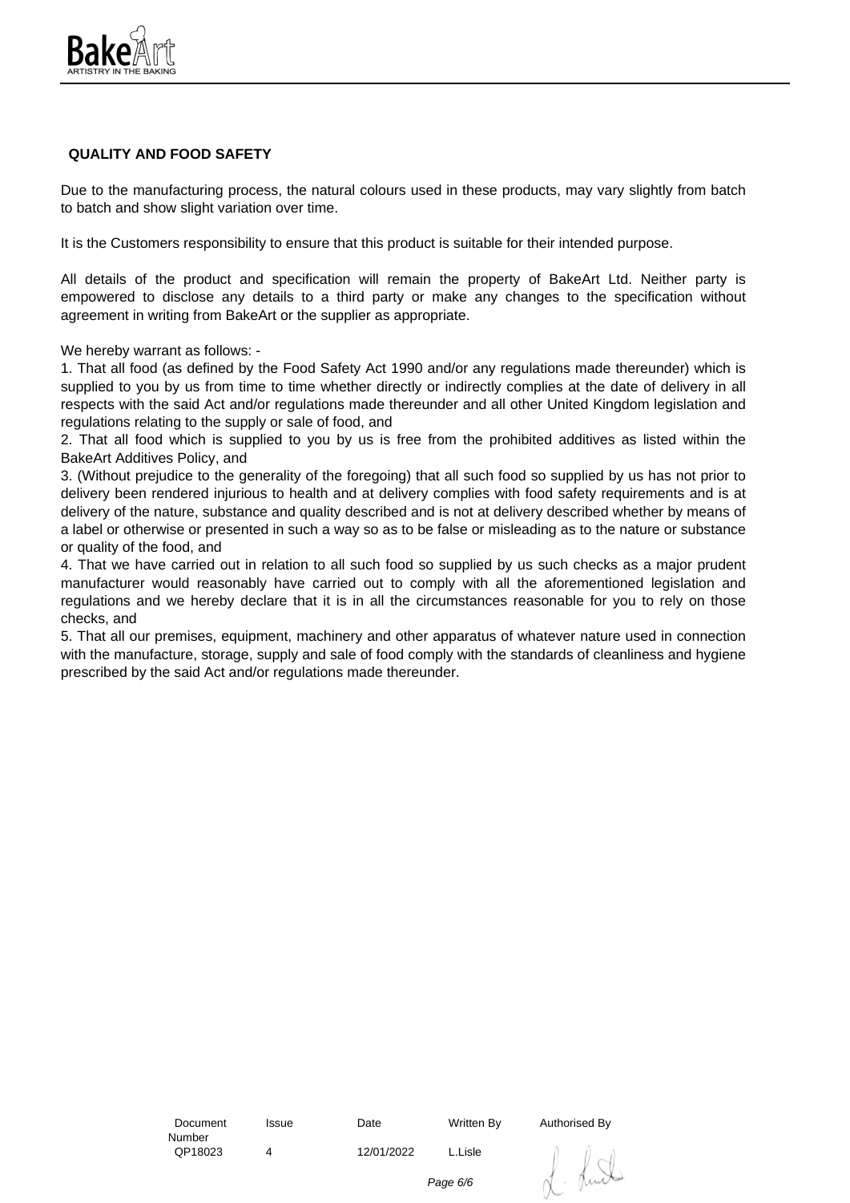## QUALITY AND FOOD SAFETY

Due to the manufacturing process, the natural colours used in these products, may vary slightly from batch to batch and show slight variation over time.

It is the Customers responsibility to ensure that this product is suitable for their intended purpose.

All details of the product and specification will remain the property of BakeArt Ltd. Neither party is empowered to disclose any details to a third party or make any changes to the specification without agreement in writing from BakeArt or the supplier as appropriate.

We hereby warrant as follows: -

1. That all food (as defined by the Food Safety Act 1990 and/or any regulations made thereunder) which is supplied to you by us from time to time whether directly or indirectly complies at the date of delivery in all respects with the said Act and/or regulations made thereunder and all other United Kingdom legislation and regulations relating to the supply or sale of food, and
2. That all food which is supplied to you by us is free from the prohibited additives as listed within the BakeArt Additives Policy, and
3. (Without prejudice to the generality of the foregoing) that all such food so supplied by us has not prior to delivery been rendered injurious to health and at delivery complies with food safety requirements and is at delivery of the nature, substance and quality described and is not at delivery described whether by means of a label or otherwise or presented in such a way so as to be false or misleading as to the nature or substance or quality of the food, and
4. That we have carried out in relation to all such food so supplied by us such checks as a major prudent manufacturer would reasonably have carried out to comply with all the aforementioned legislation and regulations and we hereby declare that it is in all the circumstances reasonable for you to rely on those checks, and
5. That all our premises, equipment, machinery and other apparatus of whatever nature used in connection with the manufacture, storage, supply and sale of food comply with the standards of cleanliness and hygiene prescribed by the said Act and/or regulations made thereunder.

| Document Number | Issue | Date | Written By | Authorised By |
| --- | --- | --- | --- | --- |
| QP18023 | 4 | 12/01/2022 | L.Lisle | |